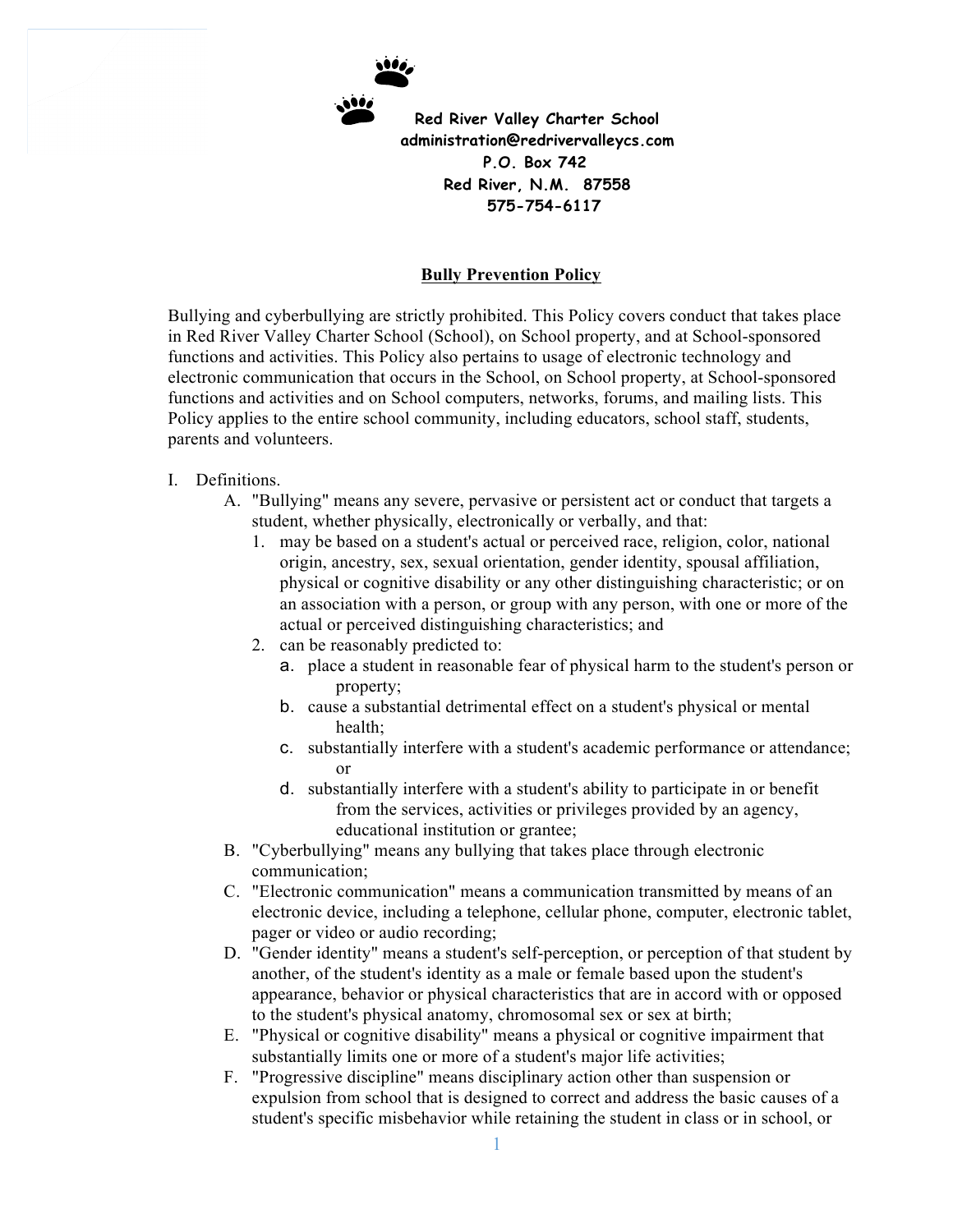**Red River Valley Charter School**
**administration@redrivervalleycs.com**
**P.O. Box 742**
**Red River, N.M. 87558**
**575-754-6117**

# Bully Prevention Policy

Bullying and cyberbullying are strictly prohibited. This Policy covers conduct that takes place in Red River Valley Charter School (School), on School property, and at School-sponsored functions and activities. This Policy also pertains to usage of electronic technology and electronic communication that occurs in the School, on School property, at School-sponsored functions and activities and on School computers, networks, forums, and mailing lists. This Policy applies to the entire school community, including educators, school staff, students, parents and volunteers.

I. Definitions.
   A. "Bullying" means any severe, pervasive or persistent act or conduct that targets a student, whether physically, electronically or verbally, and that:
      1. may be based on a student's actual or perceived race, religion, color, national origin, ancestry, sex, sexual orientation, gender identity, spousal affiliation, physical or cognitive disability or any other distinguishing characteristic; or on an association with a person, or group with any person, with one or more of the actual or perceived distinguishing characteristics; and
      2. can be reasonably predicted to:
         a. place a student in reasonable fear of physical harm to the student's person or property;
         b. cause a substantial detrimental effect on a student's physical or mental health;
         c. substantially interfere with a student's academic performance or attendance; or
         d. substantially interfere with a student's ability to participate in or benefit from the services, activities or privileges provided by an agency, educational institution or grantee;
   B. "Cyberbullying" means any bullying that takes place through electronic communication;
   C. "Electronic communication" means a communication transmitted by means of an electronic device, including a telephone, cellular phone, computer, electronic tablet, pager or video or audio recording;
   D. "Gender identity" means a student's self-perception, or perception of that student by another, of the student's identity as a male or female based upon the student's appearance, behavior or physical characteristics that are in accord with or opposed to the student's physical anatomy, chromosomal sex or sex at birth;
   E. "Physical or cognitive disability" means a physical or cognitive impairment that substantially limits one or more of a student's major life activities;
   F. "Progressive discipline" means disciplinary action other than suspension or expulsion from school that is designed to correct and address the basic causes of a student's specific misbehavior while retaining the student in class or in school, or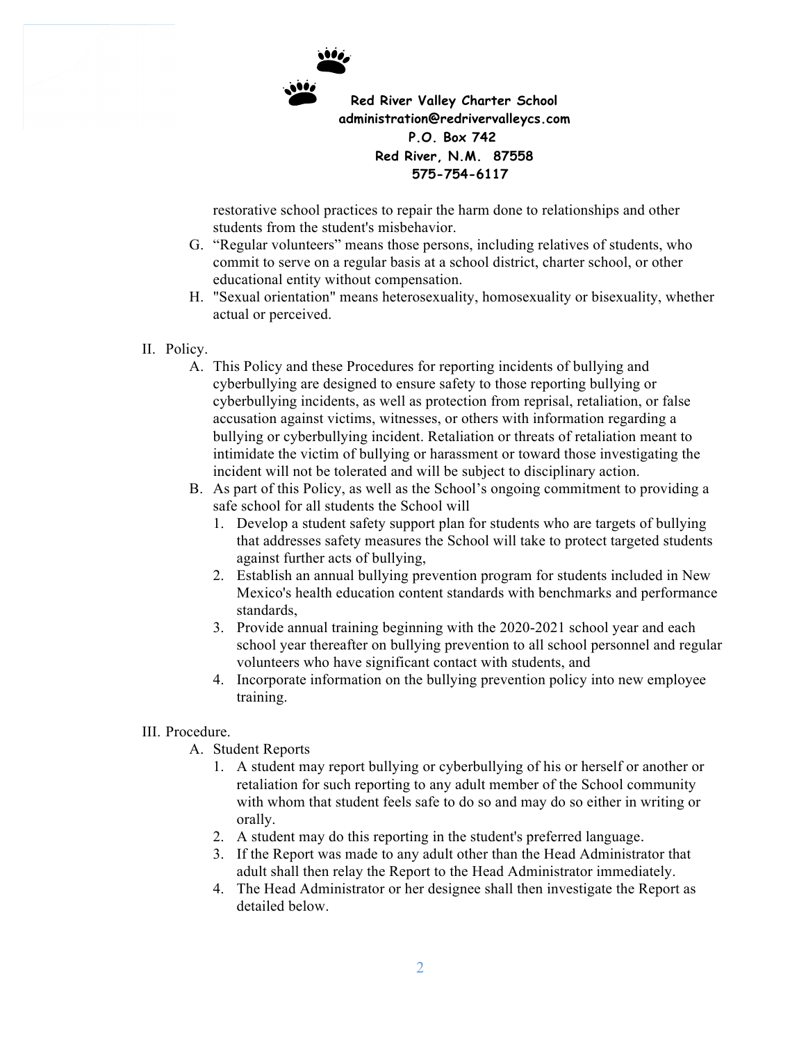restorative school practices to repair the harm done to relationships and other students from the student's misbehavior.

G. "Regular volunteers" means those persons, including relatives of students, who commit to serve on a regular basis at a school district, charter school, or other educational entity without compensation.

H. "Sexual orientation" means heterosexuality, homosexuality or bisexuality, whether actual or perceived.

II. Policy.

A. This Policy and these Procedures for reporting incidents of bullying and cyberbullying are designed to ensure safety to those reporting bullying or cyberbullying incidents, as well as protection from reprisal, retaliation, or false accusation against victims, witnesses, or others with information regarding a bullying or cyberbullying incident. Retaliation or threats of retaliation meant to intimidate the victim of bullying or harassment or toward those investigating the incident will not be tolerated and will be subject to disciplinary action.

B. As part of this Policy, as well as the School's ongoing commitment to providing a safe school for all students the School will

1. Develop a student safety support plan for students who are targets of bullying that addresses safety measures the School will take to protect targeted students against further acts of bullying,
2. Establish an annual bullying prevention program for students included in New Mexico's health education content standards with benchmarks and performance standards,
3. Provide annual training beginning with the 2020-2021 school year and each school year thereafter on bullying prevention to all school personnel and regular volunteers who have significant contact with students, and
4. Incorporate information on the bullying prevention policy into new employee training.

III. Procedure.

A. Student Reports

1. A student may report bullying or cyberbullying of his or herself or another or retaliation for such reporting to any adult member of the School community with whom that student feels safe to do so and may do so either in writing or orally.
2. A student may do this reporting in the student's preferred language.
3. If the Report was made to any adult other than the Head Administrator that adult shall then relay the Report to the Head Administrator immediately.
4. The Head Administrator or her designee shall then investigate the Report as detailed below.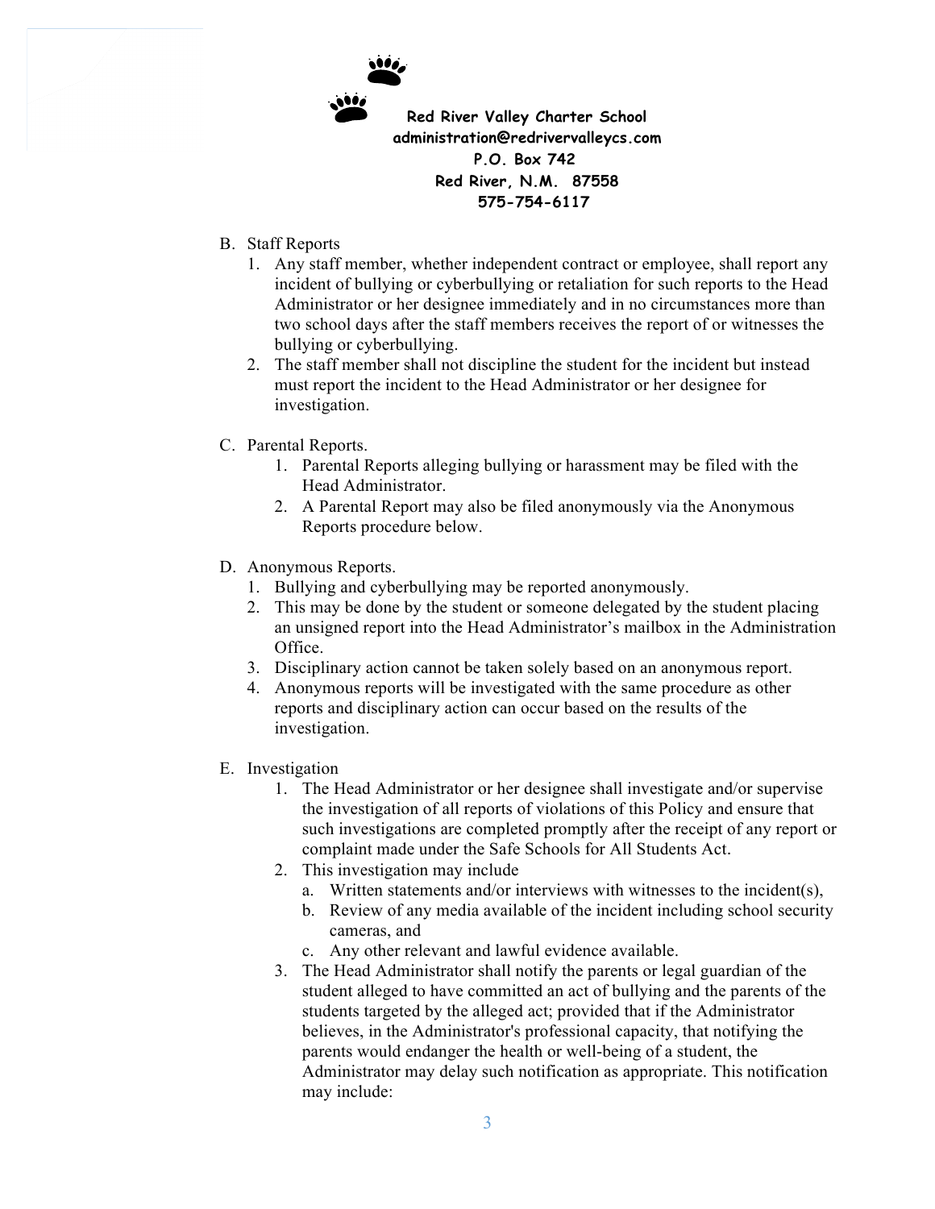**Red River Valley Charter School**
**administration@redrivervalleycs.com**
**P.O. Box 742**
**Red River, N.M. 87558**
**575-754-6117**

B. Staff Reports
   1. Any staff member, whether independent contract or employee, shall report any incident of bullying or cyberbullying or retaliation for such reports to the Head Administrator or her designee immediately and in no circumstances more than two school days after the staff members receives the report of or witnesses the bullying or cyberbullying.
   2. The staff member shall not discipline the student for the incident but instead must report the incident to the Head Administrator or her designee for investigation.

C. Parental Reports.
   1. Parental Reports alleging bullying or harassment may be filed with the Head Administrator.
   2. A Parental Report may also be filed anonymously via the Anonymous Reports procedure below.

D. Anonymous Reports.
   1. Bullying and cyberbullying may be reported anonymously.
   2. This may be done by the student or someone delegated by the student placing an unsigned report into the Head Administrator's mailbox in the Administration Office.
   3. Disciplinary action cannot be taken solely based on an anonymous report.
   4. Anonymous reports will be investigated with the same procedure as other reports and disciplinary action can occur based on the results of the investigation.

E. Investigation
   1. The Head Administrator or her designee shall investigate and/or supervise the investigation of all reports of violations of this Policy and ensure that such investigations are completed promptly after the receipt of any report or complaint made under the Safe Schools for All Students Act.
   2. This investigation may include
      a. Written statements and/or interviews with witnesses to the incident(s),
      b. Review of any media available of the incident including school security cameras, and
      c. Any other relevant and lawful evidence available.
   3. The Head Administrator shall notify the parents or legal guardian of the student alleged to have committed an act of bullying and the parents of the students targeted by the alleged act; provided that if the Administrator believes, in the Administrator's professional capacity, that notifying the parents would endanger the health or well-being of a student, the Administrator may delay such notification as appropriate. This notification may include: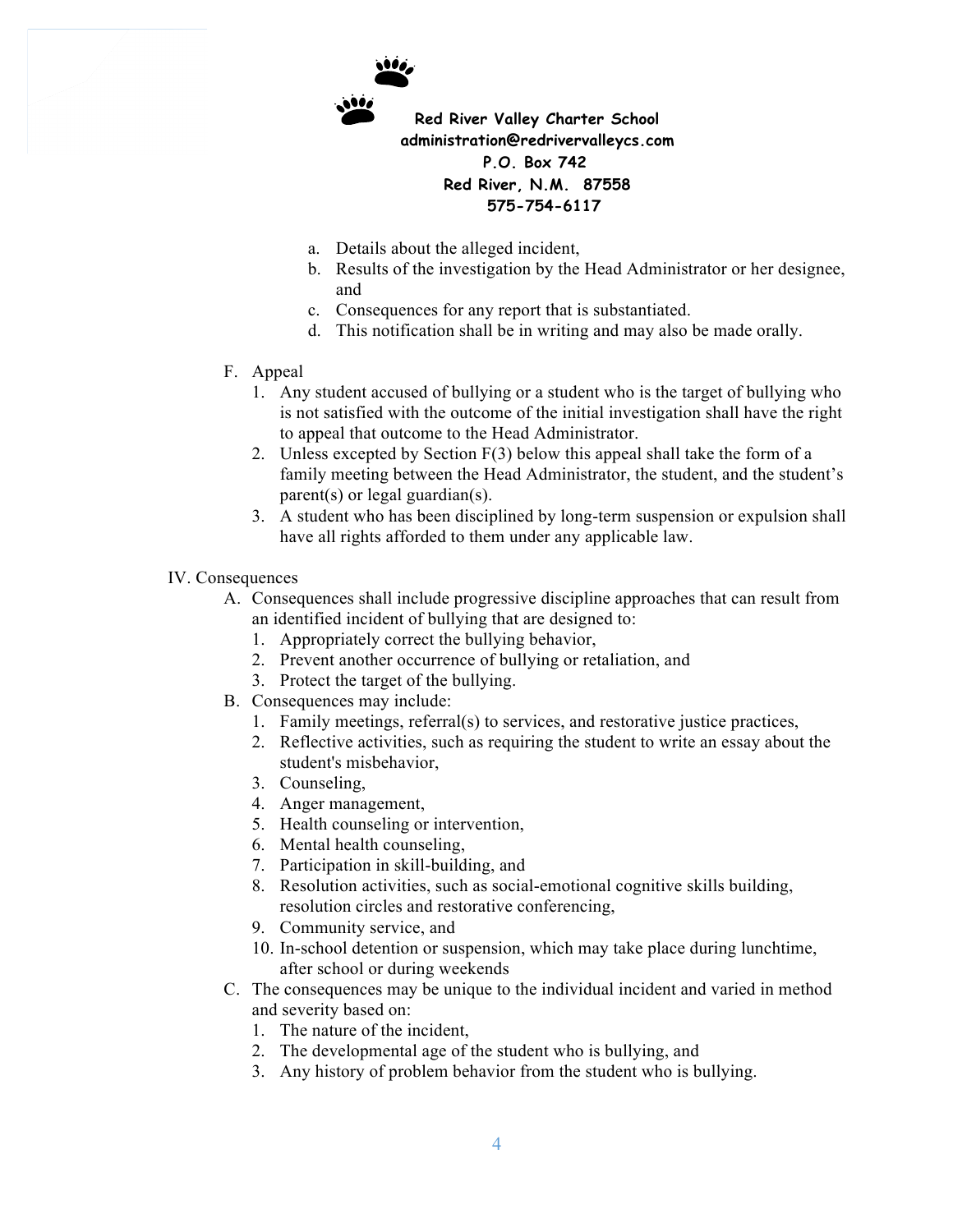a. Details about the alleged incident,
b. Results of the investigation by the Head Administrator or her designee, and
c. Consequences for any report that is substantiated.
d. This notification shall be in writing and may also be made orally.

F. Appeal
  1. Any student accused of bullying or a student who is the target of bullying who is not satisfied with the outcome of the initial investigation shall have the right to appeal that outcome to the Head Administrator.
  2. Unless excepted by Section F(3) below this appeal shall take the form of a family meeting between the Head Administrator, the student, and the student's parent(s) or legal guardian(s).
  3. A student who has been disciplined by long-term suspension or expulsion shall have all rights afforded to them under any applicable law.

IV. Consequences
  A. Consequences shall include progressive discipline approaches that can result from an identified incident of bullying that are designed to:
    1. Appropriately correct the bullying behavior,
    2. Prevent another occurrence of bullying or retaliation, and
    3. Protect the target of the bullying.
  B. Consequences may include:
    1. Family meetings, referral(s) to services, and restorative justice practices,
    2. Reflective activities, such as requiring the student to write an essay about the student's misbehavior,
    3. Counseling,
    4. Anger management,
    5. Health counseling or intervention,
    6. Mental health counseling,
    7. Participation in skill-building, and
    8. Resolution activities, such as social-emotional cognitive skills building, resolution circles and restorative conferencing,
    9. Community service, and
    10. In-school detention or suspension, which may take place during lunchtime, after school or during weekends
  C. The consequences may be unique to the individual incident and varied in method and severity based on:
    1. The nature of the incident,
    2. The developmental age of the student who is bullying, and
    3. Any history of problem behavior from the student who is bullying.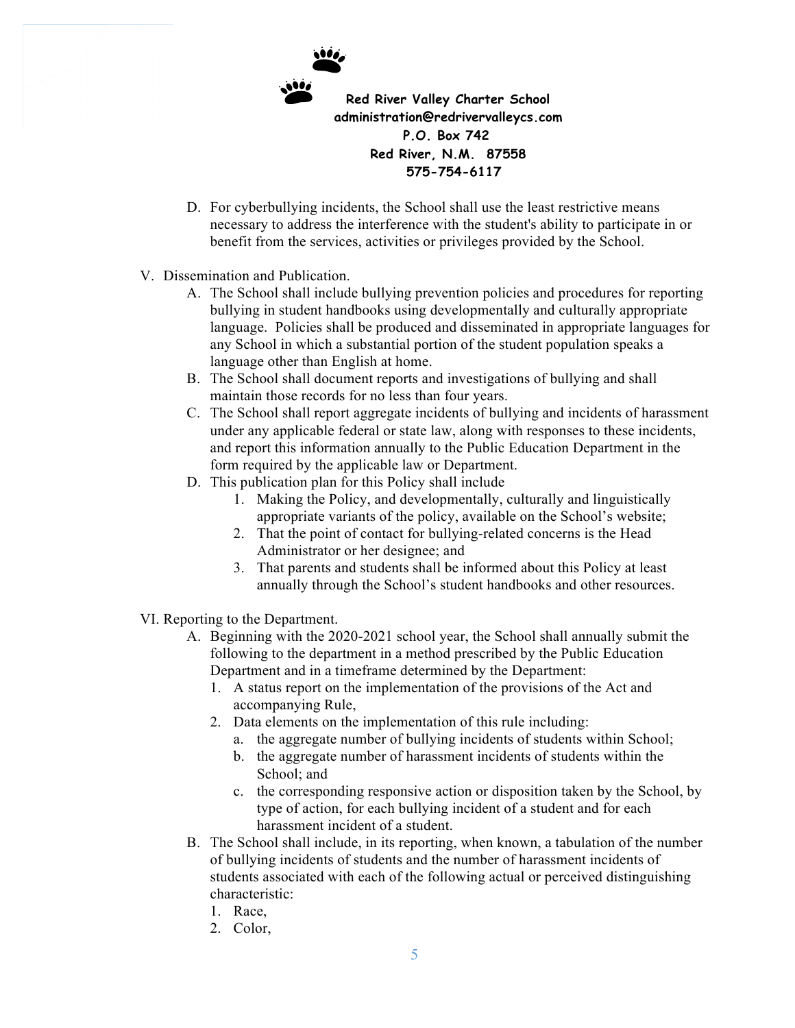D. For cyberbullying incidents, the School shall use the least restrictive means necessary to address the interference with the student's ability to participate in or benefit from the services, activities or privileges provided by the School.

V. Dissemination and Publication.

A. The School shall include bullying prevention policies and procedures for reporting bullying in student handbooks using developmentally and culturally appropriate language. Policies shall be produced and disseminated in appropriate languages for any School in which a substantial portion of the student population speaks a language other than English at home.

B. The School shall document reports and investigations of bullying and shall maintain those records for no less than four years.

C. The School shall report aggregate incidents of bullying and incidents of harassment under any applicable federal or state law, along with responses to these incidents, and report this information annually to the Public Education Department in the form required by the applicable law or Department.

D. This publication plan for this Policy shall include

1. Making the Policy, and developmentally, culturally and linguistically appropriate variants of the policy, available on the School's website;
2. That the point of contact for bullying-related concerns is the Head Administrator or her designee; and
3. That parents and students shall be informed about this Policy at least annually through the School's student handbooks and other resources.

VI. Reporting to the Department.

A. Beginning with the 2020-2021 school year, the School shall annually submit the following to the department in a method prescribed by the Public Education Department and in a timeframe determined by the Department:

1. A status report on the implementation of the provisions of the Act and accompanying Rule,
2. Data elements on the implementation of this rule including:
   a. the aggregate number of bullying incidents of students within School;
   b. the aggregate number of harassment incidents of students within the School; and
   c. the corresponding responsive action or disposition taken by the School, by type of action, for each bullying incident of a student and for each harassment incident of a student.

B. The School shall include, in its reporting, when known, a tabulation of the number of bullying incidents of students and the number of harassment incidents of students associated with each of the following actual or perceived distinguishing characteristic:

1. Race,
2. Color,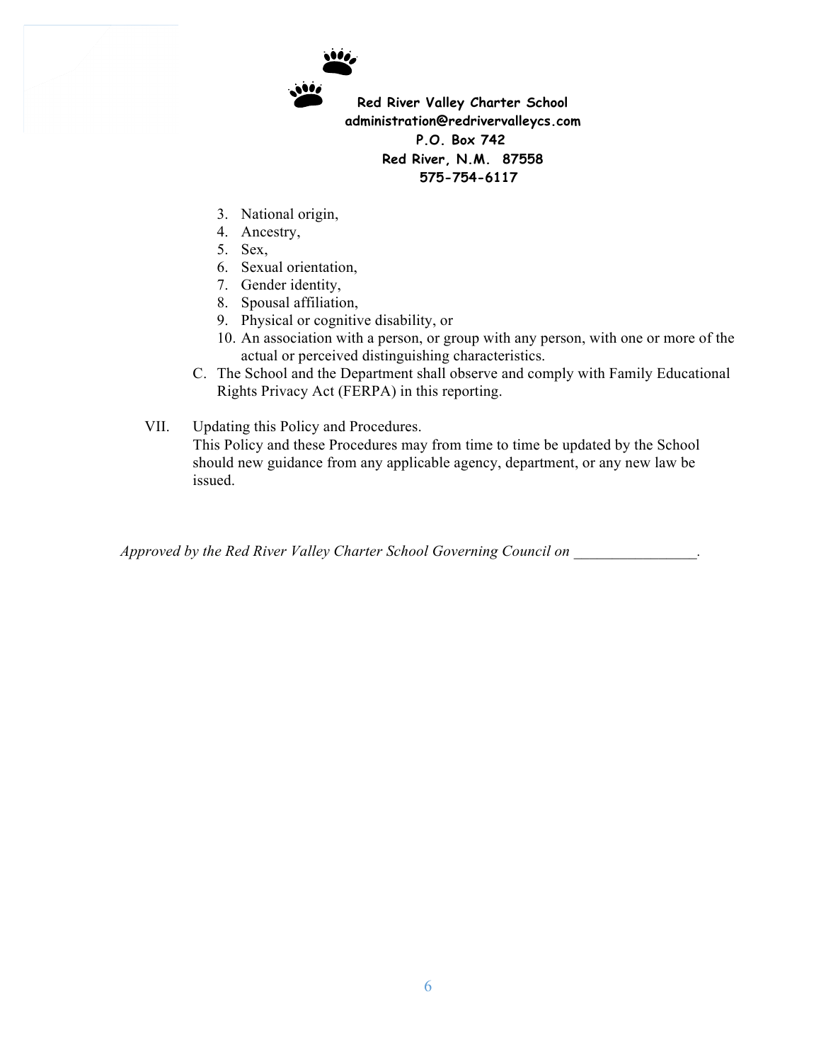**Red River Valley Charter School**
**administration@redrivervalleycs.com**
**P.O. Box 742**
**Red River, N.M. 87558**
**575-754-6117**

3. National origin,
4. Ancestry,
5. Sex,
6. Sexual orientation,
7. Gender identity,
8. Spousal affiliation,
9. Physical or cognitive disability, or
10. An association with a person, or group with any person, with one or more of the actual or perceived distinguishing characteristics.

C. The School and the Department shall observe and comply with Family Educational Rights Privacy Act (FERPA) in this reporting.

VII. Updating this Policy and Procedures.

This Policy and these Procedures may from time to time be updated by the School should new guidance from any applicable agency, department, or any new law be issued.

*Approved by the Red River Valley Charter School Governing Council on* ________________.